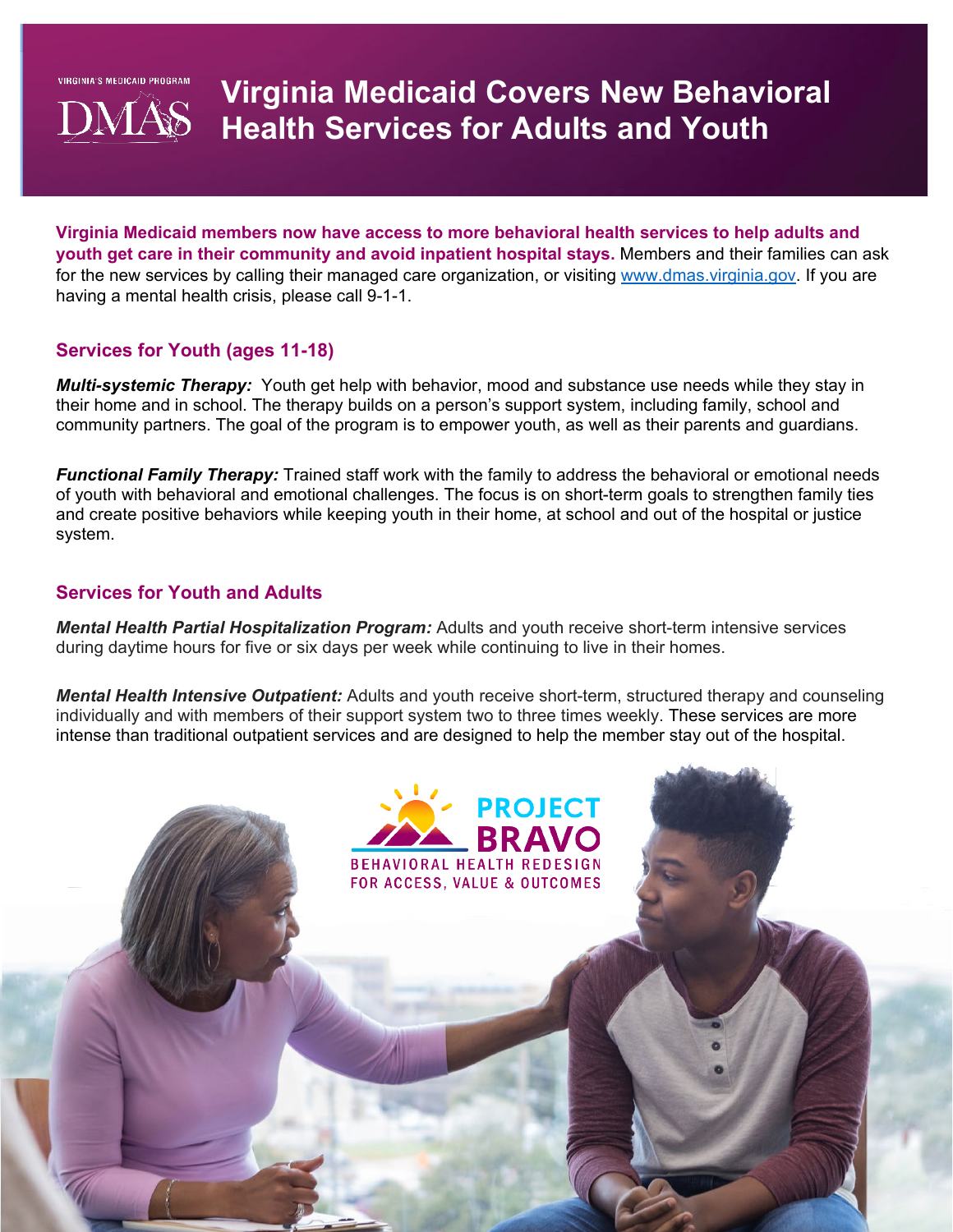VIRGINIA'S MEDICAID PROGRAM

DMAS

# Virginia Medicaid Covers New Behavioral Health Services for Adults and Youth

**Virginia Medicaid members now have access to more behavioral health services to help adults and youth get care in their community and avoid inpatient hospital stays.** Members and their families can ask for the new services by calling their managed care organization, or visiting www.dmas.virginia.gov. If you are having a mental health crisis, please call 9-1-1.

## Services for Youth (ages 11-18)

***Multi-systemic Therapy:*** Youth get help with behavior, mood and substance use needs while they stay in their home and in school. The therapy builds on a person's support system, including family, school and community partners. The goal of the program is to empower youth, as well as their parents and guardians.

***Functional Family Therapy:*** Trained staff work with the family to address the behavioral or emotional needs of youth with behavioral and emotional challenges. The focus is on short-term goals to strengthen family ties and create positive behaviors while keeping youth in their home, at school and out of the hospital or justice system.

## Services for Youth and Adults

***Mental Health Partial Hospitalization Program:*** Adults and youth receive short-term intensive services during daytime hours for five or six days per week while continuing to live in their homes.

***Mental Health Intensive Outpatient:*** Adults and youth receive short-term, structured therapy and counseling individually and with members of their support system two to three times weekly. These services are more intense than traditional outpatient services and are designed to help the member stay out of the hospital.

PROJECT BRAVO

BEHAVIORAL HEALTH REDESIGN FOR ACCESS, VALUE & OUTCOMES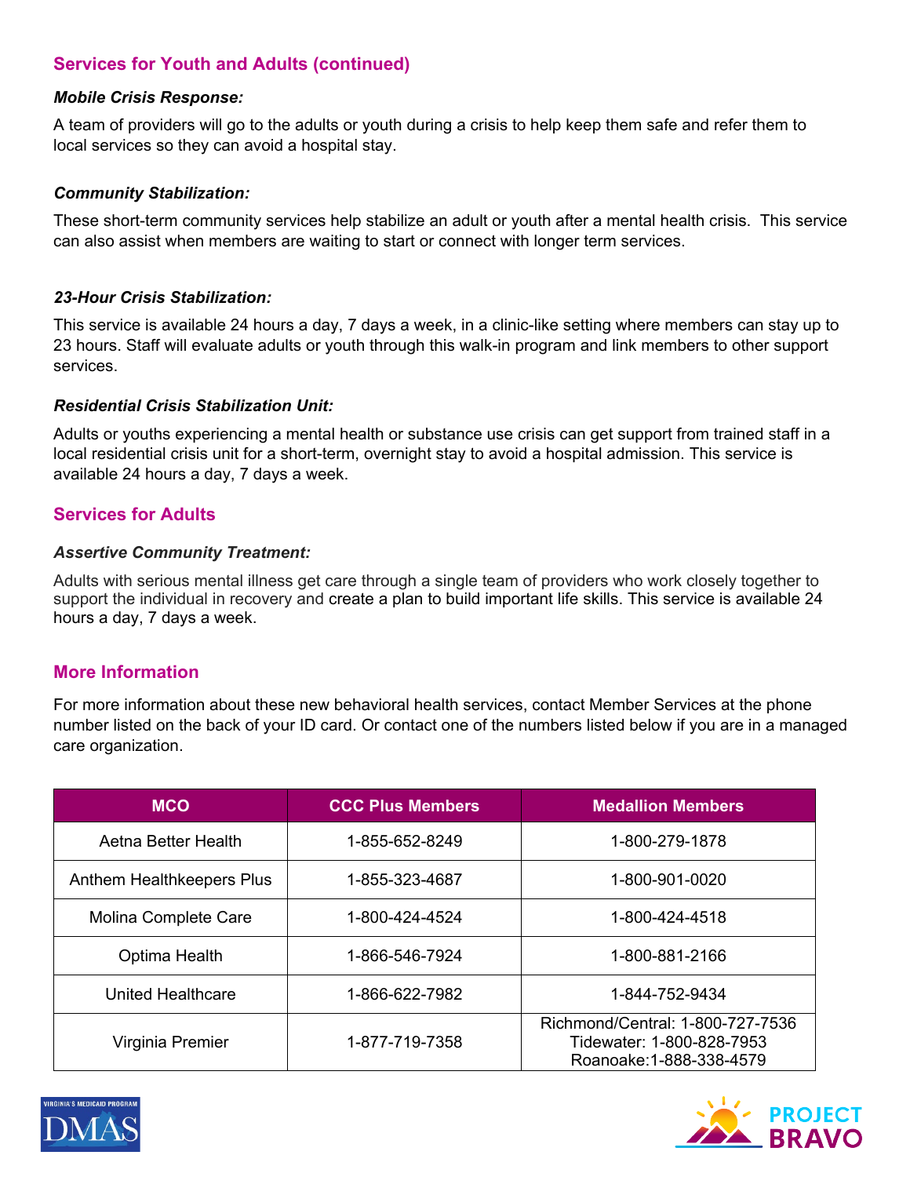## Services for Youth and Adults (continued)

***Mobile Crisis Response:***

A team of providers will go to the adults or youth during a crisis to help keep them safe and refer them to local services so they can avoid a hospital stay.

***Community Stabilization:***

These short-term community services help stabilize an adult or youth after a mental health crisis. This service can also assist when members are waiting to start or connect with longer term services.

***23-Hour Crisis Stabilization:***

This service is available 24 hours a day, 7 days a week, in a clinic-like setting where members can stay up to 23 hours. Staff will evaluate adults or youth through this walk-in program and link members to other support services.

***Residential Crisis Stabilization Unit:***

Adults or youths experiencing a mental health or substance use crisis can get support from trained staff in a local residential crisis unit for a short-term, overnight stay to avoid a hospital admission. This service is available 24 hours a day, 7 days a week.

## Services for Adults

***Assertive Community Treatment:***

Adults with serious mental illness get care through a single team of providers who work closely together to support the individual in recovery and create a plan to build important life skills. This service is available 24 hours a day, 7 days a week.

## More Information

For more information about these new behavioral health services, contact Member Services at the phone number listed on the back of your ID card. Or contact one of the numbers listed below if you are in a managed care organization.

| MCO | CCC Plus Members | Medallion Members |
|---|---|---|
| Aetna Better Health | 1-855-652-8249 | 1-800-279-1878 |
| Anthem Healthkeepers Plus | 1-855-323-4687 | 1-800-901-0020 |
| Molina Complete Care | 1-800-424-4524 | 1-800-424-4518 |
| Optima Health | 1-866-546-7924 | 1-800-881-2166 |
| United Healthcare | 1-866-622-7982 | 1-844-752-9434 |
| Virginia Premier | 1-877-719-7358 | Richmond/Central: 1-800-727-7536<br>Tidewater: 1-800-828-7953<br>Roanoake:1-888-338-4579 |